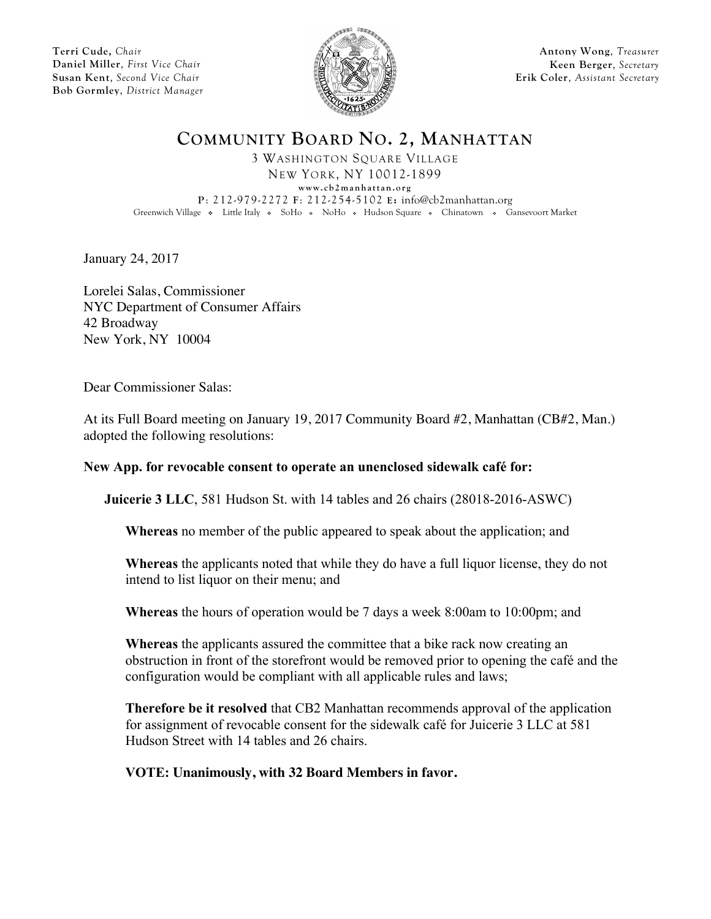**Terri Cude,** *Chair*
**Daniel Miller**, *First Vice Chair*
**Susan Kent**, *Second Vice Chair*
**Bob Gormley**, *District Manager*

**Antony Wong**, *Treasurer*
**Keen Berger**, *Secretary*
**Erik Coler**, *Assistant Secretary*

# COMMUNITY BOARD NO. 2, MANHATTAN

3 WASHINGTON SQUARE VILLAGE
NEW YORK, NY 10012-1899
www.cb2manhattan.org
P: 212-979-2272 F: 212-254-5102 E: info@cb2manhattan.org
Greenwich Village ❖ Little Italy ❖ SoHo ❖ NoHo ❖ Hudson Square ❖ Chinatown ❖ Gansevoort Market

January 24, 2017

Lorelei Salas, Commissioner
NYC Department of Consumer Affairs
42 Broadway
New York, NY 10004

Dear Commissioner Salas:

At its Full Board meeting on January 19, 2017 Community Board #2, Manhattan (CB#2, Man.) adopted the following resolutions:

**New App. for revocable consent to operate an unenclosed sidewalk café for:**

**Juicerie 3 LLC**, 581 Hudson St. with 14 tables and 26 chairs (28018-2016-ASWC)

**Whereas** no member of the public appeared to speak about the application; and

**Whereas** the applicants noted that while they do have a full liquor license, they do not intend to list liquor on their menu; and

**Whereas** the hours of operation would be 7 days a week 8:00am to 10:00pm; and

**Whereas** the applicants assured the committee that a bike rack now creating an obstruction in front of the storefront would be removed prior to opening the café and the configuration would be compliant with all applicable rules and laws;

**Therefore be it resolved** that CB2 Manhattan recommends approval of the application for assignment of revocable consent for the sidewalk café for Juicerie 3 LLC at 581 Hudson Street with 14 tables and 26 chairs.

**VOTE: Unanimously, with 32 Board Members in favor.**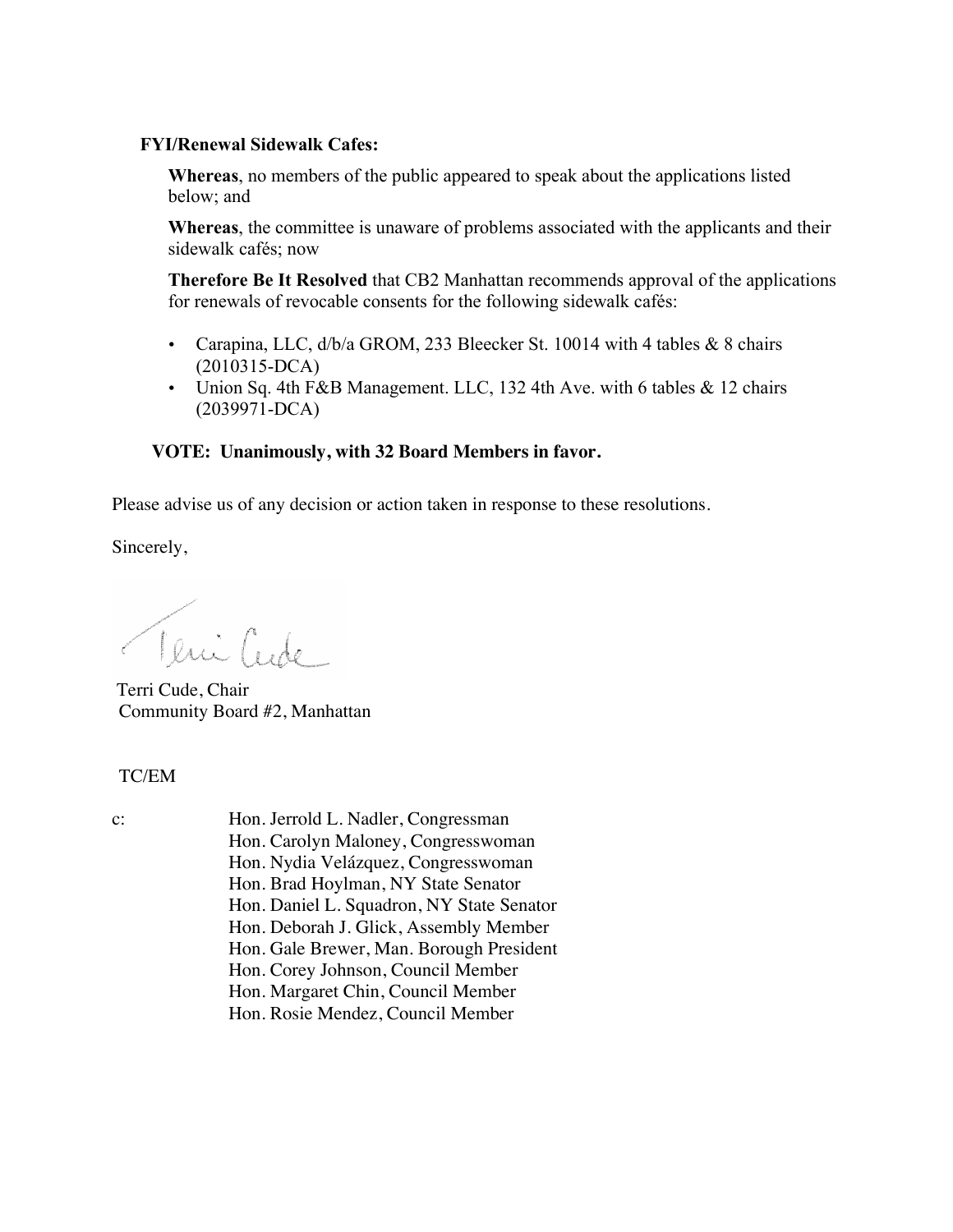**FYI/Renewal Sidewalk Cafes:**

**Whereas**, no members of the public appeared to speak about the applications listed below; and

**Whereas**, the committee is unaware of problems associated with the applicants and their sidewalk cafés; now

**Therefore Be It Resolved** that CB2 Manhattan recommends approval of the applications for renewals of revocable consents for the following sidewalk cafés:

- Carapina, LLC, d/b/a GROM, 233 Bleecker St. 10014 with 4 tables & 8 chairs (2010315-DCA)
- Union Sq. 4th F&B Management. LLC, 132 4th Ave. with 6 tables & 12 chairs (2039971-DCA)

**VOTE: Unanimously, with 32 Board Members in favor.**

Please advise us of any decision or action taken in response to these resolutions.

Sincerely,

Terri Cude, Chair
Community Board #2, Manhattan

TC/EM

c: Hon. Jerrold L. Nadler, Congressman
Hon. Carolyn Maloney, Congresswoman
Hon. Nydia Velázquez, Congresswoman
Hon. Brad Hoylman, NY State Senator
Hon. Daniel L. Squadron, NY State Senator
Hon. Deborah J. Glick, Assembly Member
Hon. Gale Brewer, Man. Borough President
Hon. Corey Johnson, Council Member
Hon. Margaret Chin, Council Member
Hon. Rosie Mendez, Council Member